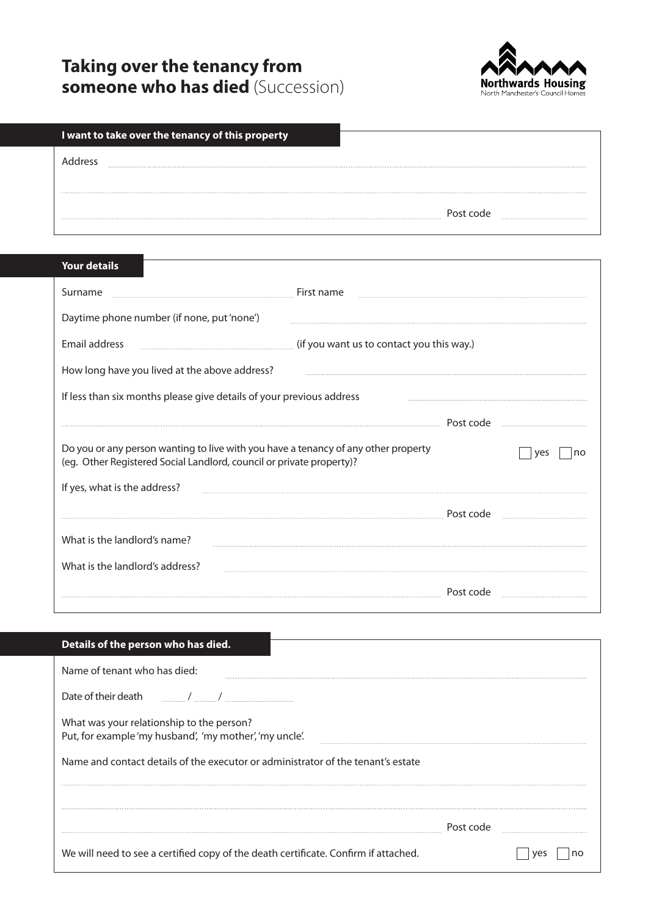# **Taking over the tenancy from someone who has died** (Succession)

Northwards Housing
North Manchester's Council Homes

## I want to take over the tenancy of this property

Address ..............................................................................................

..............................................................................................

.............................................................................................. Post code ....................

## Your details

Surname .................................... First name ....................................

Daytime phone number (if none, put 'none') ....................................

Email address .................................... (if you want us to contact you this way.)

How long have you lived at the above address? ....................................

If less than six months please give details of your previous address ....................................

.............................................................................................. Post code ....................

Do you or any person wanting to live with you have a tenancy of any other property (eg. Other Registered Social Landlord, council or private property)? ☐ yes ☐ no

If yes, what is the address? ....................................

.............................................................................................. Post code ....................

What is the landlord's name? ....................................

What is the landlord's address? ....................................

.............................................................................................. Post code ....................

## Details of the person who has died.

Name of tenant who has died: ....................................

Date of their death ...... / ...... / ............

What was your relationship to the person?
Put, for example 'my husband', 'my mother', 'my uncle'. ....................................

Name and contact details of the executor or administrator of the tenant's estate

..............................................................................................

..............................................................................................

.............................................................................................. Post code ....................

We will need to see a certified copy of the death certificate. Confirm if attached. ☐ yes ☐ no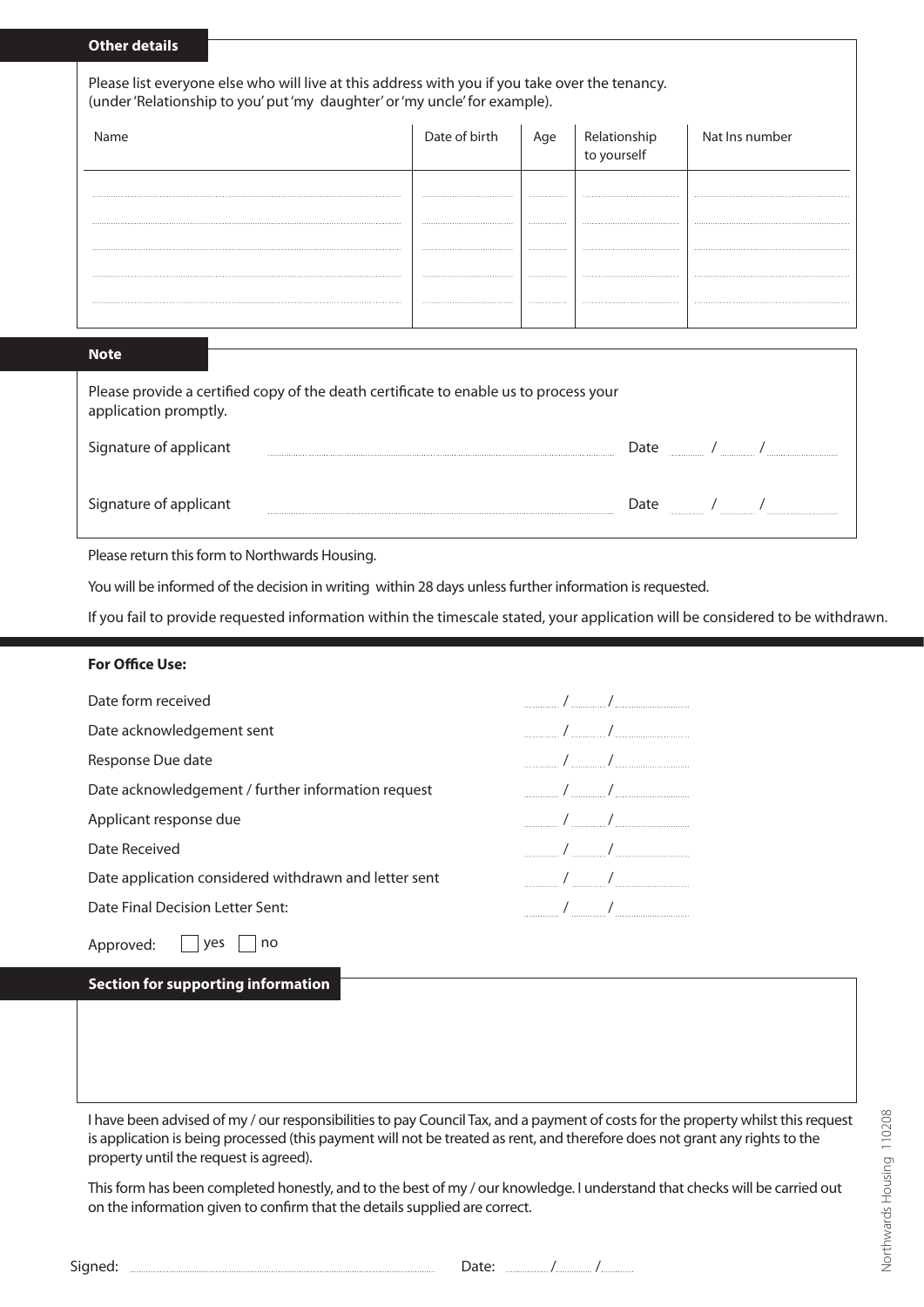## Other details

Please list everyone else who will live at this address with you if you take over the tenancy.
(under 'Relationship to you' put 'my daughter' or 'my uncle' for example).

| Name | Date of birth | Age | Relationship to yourself | Nat Ins number |
|---|---|---|---|---|
| | | | | |
| | | | | |
| | | | | |
| | | | | |
| | | | | |

## Note

Please provide a certified copy of the death certificate to enable us to process your application promptly.

Signature of applicant .................................................. Date ...... / ...... / ..........

Signature of applicant .................................................. Date ...... / ...... / ..........

Please return this form to Northwards Housing.

You will be informed of the decision in writing within 28 days unless further information is requested.

If you fail to provide requested information within the timescale stated, your application will be considered to be withdrawn.

**For Office Use:**

Date form received ...... / ...... / ..........

Date acknowledgement sent ...... / ...... / ..........

Response Due date ...... / ...... / ..........

Date acknowledgement / further information request ...... / ...... / ..........

Applicant response due ...... / ...... / ..........

Date Received ...... / ...... / ..........

Date application considered withdrawn and letter sent ...... / ...... / ..........

Date Final Decision Letter Sent: ...... / ...... / ..........

Approved: ☐ yes ☐ no

## Section for supporting information

I have been advised of my / our responsibilities to pay Council Tax, and a payment of costs for the property whilst this request is application is being processed (this payment will not be treated as rent, and therefore does not grant any rights to the property until the request is agreed).

This form has been completed honestly, and to the best of my / our knowledge. I understand that checks will be carried out on the information given to confirm that the details supplied are correct.

Signed: .................................................. Date: ...... / ...... / ......

Northwards Housing 110208